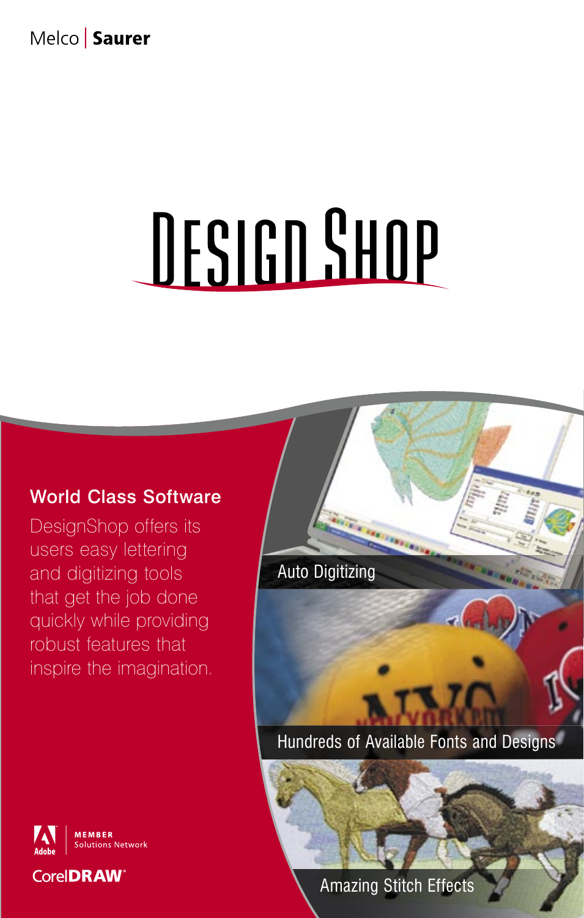Melco | **Saurer**

# DesignShop

## World Class Software

DesignShop offers its users easy lettering and digitizing tools that get the job done quickly while providing robust features that inspire the imagination.

Auto Digitizing

Hundreds of Available Fonts and Designs

Amazing Stitch Effects

Adobe MEMBER Solutions Network

CorelDRAW®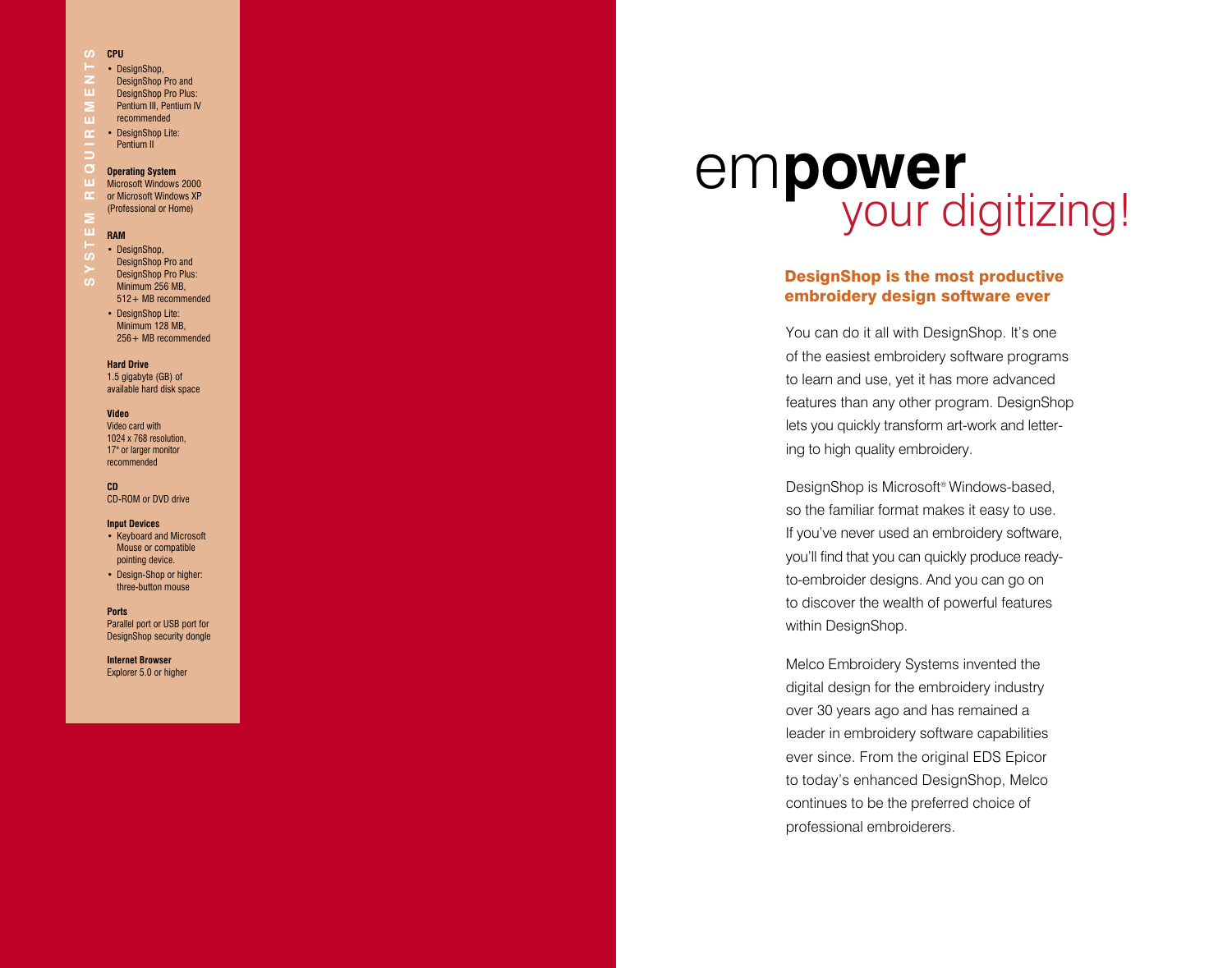## SYSTEM REQUIREMENTS

**CPU**

- DesignShop, DesignShop Pro and DesignShop Pro Plus: Pentium III, Pentium IV recommended
- DesignShop Lite: Pentium II

**Operating System**

Microsoft Windows 2000 or Microsoft Windows XP (Professional or Home)

**RAM**

- DesignShop, DesignShop Pro and DesignShop Pro Plus: Minimum 256 MB, 512+ MB recommended
- DesignShop Lite: Minimum 128 MB, 256+ MB recommended

**Hard Drive**

1.5 gigabyte (GB) of available hard disk space

**Video**

Video card with 1024 x 768 resolution, 17" or larger monitor recommended

**CD**

CD-ROM or DVD drive

**Input Devices**

- Keyboard and Microsoft Mouse or compatible pointing device.
- Design-Shop or higher: three-button mouse

**Ports**

Parallel port or USB port for DesignShop security dongle

**Internet Browser**

Explorer 5.0 or higher

# em**power** your digitizing!

### DesignShop is the most productive embroidery design software ever

You can do it all with DesignShop. It's one of the easiest embroidery software programs to learn and use, yet it has more advanced features than any other program. DesignShop lets you quickly transform art-work and lettering to high quality embroidery.

DesignShop is Microsoft® Windows-based, so the familiar format makes it easy to use. If you've never used an embroidery software, you'll find that you can quickly produce ready-to-embroider designs. And you can go on to discover the wealth of powerful features within DesignShop.

Melco Embroidery Systems invented the digital design for the embroidery industry over 30 years ago and has remained a leader in embroidery software capabilities ever since. From the original EDS Epicor to today's enhanced DesignShop, Melco continues to be the preferred choice of professional embroiderers.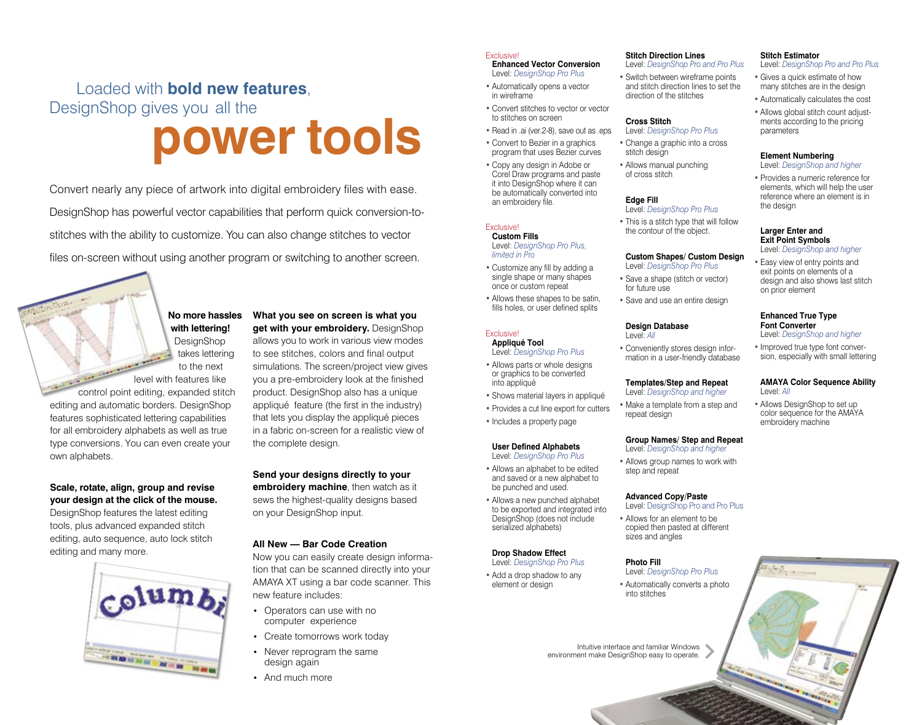# Loaded with **bold new features**, DesignShop gives you all the power tools

Convert nearly any piece of artwork into digital embroidery files with ease. DesignShop has powerful vector capabilities that perform quick conversion-to-stitches with the ability to customize. You can also change stitches to vector files on-screen without using another program or switching to another screen.

**No more hassles with lettering!** DesignShop takes lettering to the next level with features like control point editing, expanded stitch editing and automatic borders. DesignShop features sophisticated lettering capabilities for all embroidery alphabets as well as true type conversions. You can even create your own alphabets.

**Scale, rotate, align, group and revise your design at the click of the mouse.** DesignShop features the latest editing tools, plus advanced expanded stitch editing, auto sequence, auto lock stitch editing and many more.

**What you see on screen is what you get with your embroidery.** DesignShop allows you to work in various view modes to see stitches, colors and final output simulations. The screen/project view gives you a pre-embroidery look at the finished product. DesignShop also has a unique appliqué feature (the first in the industry) that lets you display the appliqué pieces in a fabric on-screen for a realistic view of the complete design.

**Send your designs directly to your embroidery machine**, then watch as it sews the highest-quality designs based on your DesignShop input.

**All New — Bar Code Creation**

Now you can easily create design information that can be scanned directly into your AMAYA XT using a bar code scanner. This new feature includes:

- Operators can use with no computer experience
- Create tomorrows work today
- Never reprogram the same design again
- And much more

Exclusive!
**Enhanced Vector Conversion**
Level: *DesignShop Pro Plus*

- Automatically opens a vector in wireframe
- Convert stitches to vector or vector to stitches on screen
- Read in .ai (ver.2-8), save out as .eps
- Convert to Bezier in a graphics program that uses Bezier curves
- Copy any design in Adobe or Corel Draw programs and paste it into DesignShop where it can be automatically converted into an embroidery file.

Exclusive!
**Custom Fills**
Level: *DesignShop Pro Plus, limited in Pro*

- Customize any fill by adding a single shape or many shapes once or custom repeat
- Allows these shapes to be satin, fills holes, or user defined splits

Exclusive!
**Appliqué Tool**
Level: *DesignShop Pro Plus*

- Allows parts or whole designs or graphics to be converted into appliqué
- Shows material layers in appliqué
- Provides a cut line export for cutters
- Includes a property page

**User Defined Alphabets**
Level: *DesignShop Pro Plus*

- Allows an alphabet to be edited and saved or a new alphabet to be punched and used.
- Allows a new punched alphabet to be exported and integrated into DesignShop (does not include serialized alphabets)

**Drop Shadow Effect**
Level: *DesignShop Pro Plus*

- Add a drop shadow to any element or design

**Stitch Direction Lines**
Level: *DesignShop Pro and Pro Plus*

- Switch between wireframe points and stitch direction lines to set the direction of the stitches

**Cross Stitch**
Level: *DesignShop Pro Plus*

- Change a graphic into a cross stitch design
- Allows manual punching of cross stitch

**Edge Fill**
Level: *DesignShop Pro Plus*

- This is a stitch type that will follow the contour of the object.

**Custom Shapes/ Custom Design**
Level: *DesignShop Pro Plus*

- Save a shape (stitch or vector) for future use
- Save and use an entire design

**Design Database**
Level: *All*

- Conveniently stores design information in a user-friendly database

**Templates/Step and Repeat**
Level: *DesignShop and higher*

- Make a template from a step and repeat design

**Group Names/ Step and Repeat**
Level: *DesignShop and higher*

- Allows group names to work with step and repeat

**Advanced Copy/Paste**
Level: DesignShop Pro and Pro Plus

- Allows for an element to be copied then pasted at different sizes and angles

**Photo Fill**
Level: *DesignShop Pro Plus*

- Automatically converts a photo into stitches

**Stitch Estimator**
Level: *DesignShop Pro and Pro Plus*

- Gives a quick estimate of how many stitches are in the design
- Automatically calculates the cost
- Allows global stitch count adjustments according to the pricing parameters

**Element Numbering**
Level: *DesignShop and higher*

- Provides a numeric reference for elements, which will help the user reference where an element is in the design

**Larger Enter and Exit Point Symbols**
Level: *DesignShop and higher*

- Easy view of entry points and exit points on elements of a design and also shows last stitch on prior element

**Enhanced True Type Font Converter**
Level: *DesignShop and higher*

- Improved true type font conversion, especially with small lettering

**AMAYA Color Sequence Ability**
Level: *All*

- Allows DesignShop to set up color sequence for the AMAYA embroidery machine

Intuitive interface and familiar Windows environment make DesignShop easy to operate.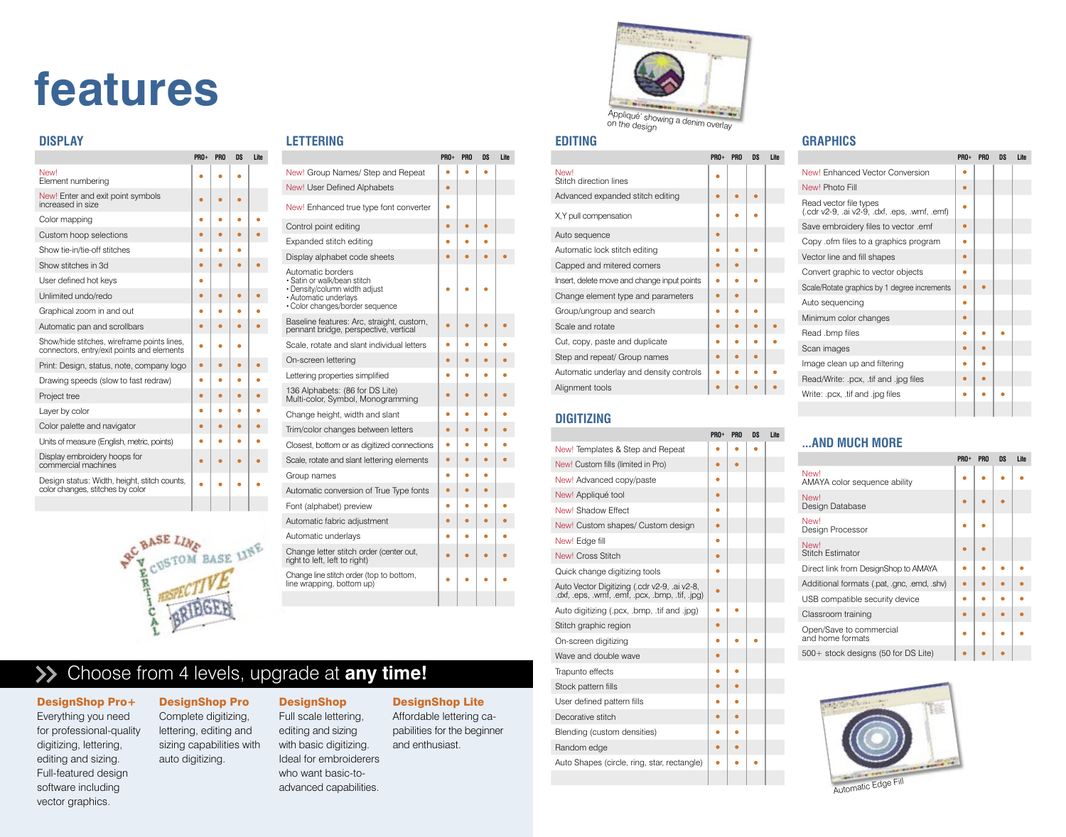# features

## DISPLAY

| | PRO+ | PRO | DS | Lite |
|---|---|---|---|---|
| New! Element numbering | • | • | • | |
| New! Enter and exit point symbols increased in size | • | • | • | |
| Color mapping | • | • | • | • |
| Custom hoop selections | • | • | • | • |
| Show tie-in/tie-off stitches | • | • | • | |
| Show stitches in 3d | • | • | • | • |
| User defined hot keys | • | | | |
| Unlimited undo/redo | • | • | • | • |
| Graphical zoom in and out | • | • | • | • |
| Automatic pan and scrollbars | • | • | • | • |
| Show/hide stitches, wireframe points lines, connectors, entry/exit points and elements | • | • | • | |
| Print: Design, status, note, company logo | • | • | • | • |
| Drawing speeds (slow to fast redraw) | • | • | • | • |
| Project tree | • | • | • | • |
| Layer by color | • | • | • | • |
| Color palette and navigator | • | • | • | • |
| Units of measure (English, metric, points) | • | • | • | • |
| Display embroidery hoops for commercial machines | • | • | • | • |
| Design status: Width, height, stitch counts, color changes, stitches by color | • | • | • | • |

## LETTERING

| | PRO+ | PRO | DS | Lite |
|---|---|---|---|---|
| New! Group Names/ Step and Repeat | • | • | • | |
| New! User Defined Alphabets | • | | | |
| New! Enhanced true type font converter | • | | | |
| Control point editing | • | • | • | |
| Expanded stitch editing | • | • | • | |
| Display alphabet code sheets | • | • | • | • |
| Automatic borders<br>• Satin or walk/bean stitch<br>• Density/column width adjust<br>• Automatic underlays<br>• Color changes/border sequence | • | • | • | |
| Baseline features: Arc, straight, custom, pennant bridge, perspective, vertical | • | • | • | • |
| Scale, rotate and slant individual letters | • | • | • | • |
| On-screen lettering | • | • | • | • |
| Lettering properties simplified | • | • | • | • |
| 136 Alphabets: (86 for DS Lite) Multi-color, Symbol, Monogramming | • | • | • | • |
| Change height, width and slant | • | • | • | • |
| Trim/color changes between letters | • | • | • | • |
| Closest, bottom or as digitized connections | • | • | • | • |
| Scale, rotate and slant lettering elements | • | • | • | • |
| Group names | • | • | • | |
| Automatic conversion of True Type fonts | • | • | • | |
| Font (alphabet) preview | • | • | • | • |
| Automatic fabric adjustment | • | • | • | • |
| Automatic underlays | • | • | • | • |
| Change letter stitch order (center out, right to left, left to right) | • | • | • | • |
| Change line stitch order (top to bottom, line wrapping, bottom up) | • | • | • | • |

Appliqué showing a denim overlay on the design

## EDITING

| | PRO+ | PRO | DS | Lite |
|---|---|---|---|---|
| New! Stitch direction lines | • | | | |
| Advanced expanded stitch editing | • | • | • | |
| X,Y pull compensation | • | • | • | |
| Auto sequence | • | | | |
| Automatic lock stitch editing | • | • | • | |
| Capped and mitered corners | • | • | | |
| Insert, delete move and change input points | • | • | • | |
| Change element type and parameters | • | • | | |
| Group/ungroup and search | • | • | • | |
| Scale and rotate | • | • | • | • |
| Cut, copy, paste and duplicate | • | • | • | • |
| Step and repeat/ Group names | • | • | • | |
| Automatic underlay and density controls | • | • | • | • |
| Alignment tools | • | • | • | • |

## DIGITIZING

| | PRO+ | PRO | DS | Lite |
|---|---|---|---|---|
| New! Templates & Step and Repeat | • | • | • | |
| New! Custom fills (limited in Pro) | • | • | | |
| New! Advanced copy/paste | • | | | |
| New! Appliqué tool | • | | | |
| New! Shadow Effect | • | | | |
| New! Custom shapes/ Custom design | • | | | |
| New! Edge fill | • | | | |
| New! Cross Stitch | • | | | |
| Quick change digitizing tools | • | | | |
| Auto Vector Digitizing (.cdr v2-9, .ai v2-8, .dxf, .eps, .wmf, .emf, .pcx, .bmp, .tif, .jpg) | • | | | |
| Auto digitizing (.pcx, .bmp, .tif and .jpg) | • | • | | |
| Stitch graphic region | • | | | |
| On-screen digitizing | • | • | • | |
| Wave and double wave | • | | | |
| Trapunto effects | • | • | | |
| Stock pattern fills | • | • | | |
| User defined pattern fills | • | • | | |
| Decorative stitch | • | • | | |
| Blending (custom densities) | • | • | | |
| Random edge | • | • | | |
| Auto Shapes (circle, ring, star, rectangle) | • | • | • | |

## GRAPHICS

| | PRO+ | PRO | DS | Lite |
|---|---|---|---|---|
| New! Enhanced Vector Conversion | • | | | |
| New! Photo Fill | • | | | |
| Read vector file types (.cdr v2-9, .ai v2-9, .dxf, .eps, .wmf, .emf) | • | | | |
| Save embroidery files to vector .emf | • | | | |
| Copy .ofm files to a graphics program | • | | | |
| Vector line and fill shapes | • | | | |
| Convert graphic to vector objects | • | | | |
| Scale/Rotate graphics by 1 degree increments | • | • | | |
| Auto sequencing | • | | | |
| Minimum color changes | • | | | |
| Read .bmp files | • | • | • | |
| Scan images | • | • | | |
| Image clean up and filtering | • | • | | |
| Read/Write: .pcx, .tif and .jpg files | • | • | | |
| Write: .pcx, .tif and .jpg files | • | • | • | |

## ...AND MUCH MORE

| | PRO+ | PRO | DS | Lite |
|---|---|---|---|---|
| New! AMAYA color sequence ability | • | • | • | • |
| New! Design Database | • | • | • | |
| New! Design Processor | • | • | | |
| New! Stitch Estimator | • | • | | |
| Direct link from DesignShop to AMAYA | • | • | • | • |
| Additional formats (.pat, .gnc, .emd, .shv) | • | • | • | • |
| USB compatible security device | • | • | • | • |
| Classroom training | • | • | • | • |
| Open/Save to commercial and home formats | • | • | • | • |
| 500+ stock designs (50 for DS Lite) | • | • | • | |

Automatic Edge Fill

## » Choose from 4 levels, upgrade at **any time!**

**DesignShop Pro+**
Everything you need for professional-quality digitizing, lettering, editing and sizing. Full-featured design software including vector graphics.

**DesignShop Pro**
Complete digitizing, lettering, editing and sizing capabilities with auto digitizing.

**DesignShop**
Full scale lettering, editing and sizing with basic digitizing. Ideal for embroiderers who want basic-to-advanced capabilities.

**DesignShop Lite**
Affordable lettering capabilities for the beginner and enthusiast.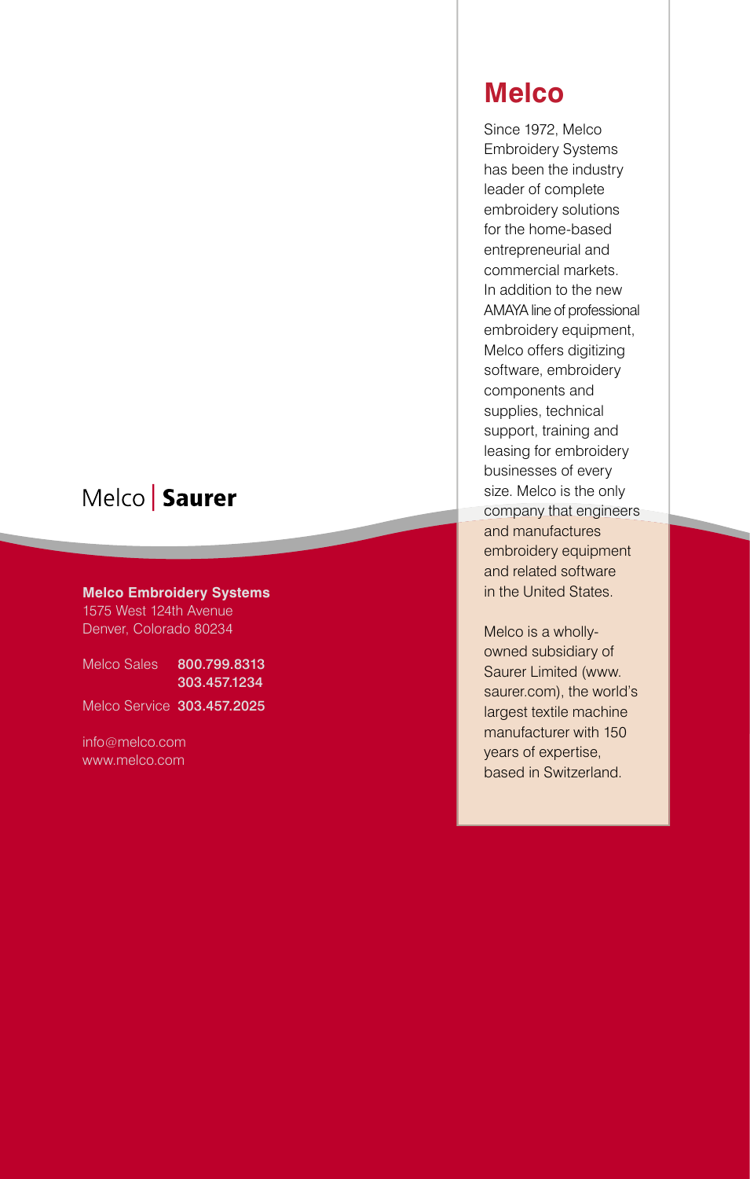Melco | **Saurer**

**Melco Embroidery Systems**
1575 West 124th Avenue
Denver, Colorado 80234

Melco Sales **800.799.8313**
**303.457.1234**

Melco Service **303.457.2025**

info@melco.com
www.melco.com

## Melco

Since 1972, Melco Embroidery Systems has been the industry leader of complete embroidery solutions for the home-based entrepreneurial and commercial markets. In addition to the new AMAYA line of professional embroidery equipment, Melco offers digitizing software, embroidery components and supplies, technical support, training and leasing for embroidery businesses of every size. Melco is the only company that engineers and manufactures embroidery equipment and related software in the United States.

Melco is a wholly-owned subsidiary of Saurer Limited (www.saurer.com), the world's largest textile machine manufacturer with 150 years of expertise, based in Switzerland.